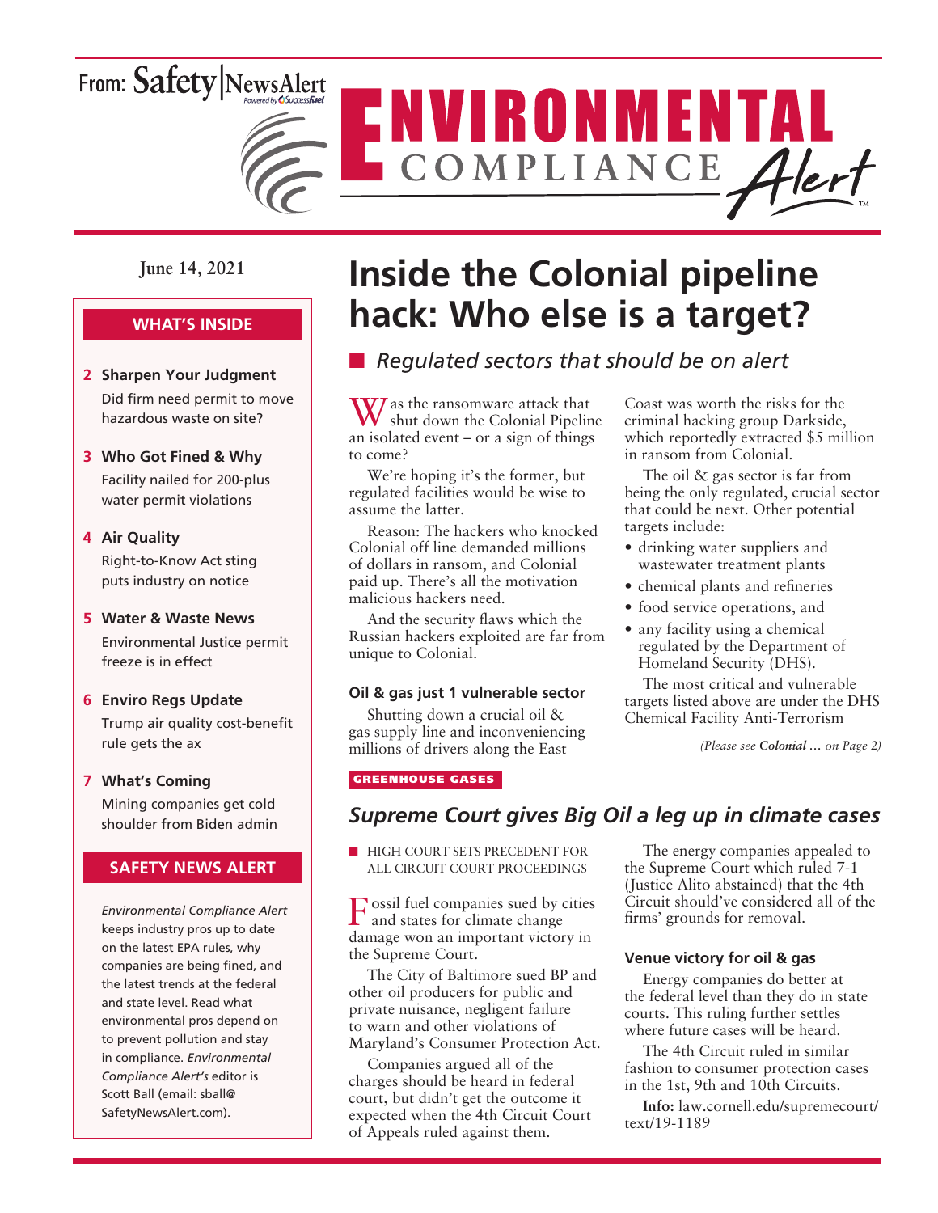From: Safety|NewsAlert

# ENVIRONMENTAL COMPLIANCE Alert

June 14, 2021

## WHAT'S INSIDE

**2 Sharpen Your Judgment**
Did firm need permit to move hazardous waste on site?

**3 Who Got Fined & Why**
Facility nailed for 200-plus water permit violations

**4 Air Quality**
Right-to-Know Act sting puts industry on notice

**5 Water & Waste News**
Environmental Justice permit freeze is in effect

**6 Enviro Regs Update**
Trump air quality cost-benefit rule gets the ax

**7 What's Coming**
Mining companies get cold shoulder from Biden admin

## SAFETY NEWS ALERT

*Environmental Compliance Alert* keeps industry pros up to date on the latest EPA rules, why companies are being fined, and the latest trends at the federal and state level. Read what environmental pros depend on to prevent pollution and stay in compliance. *Environmental Compliance Alert's* editor is Scott Ball (email: sball@SafetyNewsAlert.com).

# Inside the Colonial pipeline hack: Who else is a target?

■ *Regulated sectors that should be on alert*

Was the ransomware attack that shut down the Colonial Pipeline an isolated event – or a sign of things to come?

We're hoping it's the former, but regulated facilities would be wise to assume the latter.

Reason: The hackers who knocked Colonial off line demanded millions of dollars in ransom, and Colonial paid up. There's all the motivation malicious hackers need.

And the security flaws which the Russian hackers exploited are far from unique to Colonial.

### Oil & gas just 1 vulnerable sector

Shutting down a crucial oil & gas supply line and inconveniencing millions of drivers along the East Coast was worth the risks for the criminal hacking group Darkside, which reportedly extracted $5 million in ransom from Colonial.

The oil & gas sector is far from being the only regulated, crucial sector that could be next. Other potential targets include:

- drinking water suppliers and wastewater treatment plants
- chemical plants and refineries
- food service operations, and
- any facility using a chemical regulated by the Department of Homeland Security (DHS).

The most critical and vulnerable targets listed above are under the DHS Chemical Facility Anti-Terrorism

*(Please see **Colonial …** on Page 2)*

GREENHOUSE GASES

## *Supreme Court gives Big Oil a leg up in climate cases*

■ HIGH COURT SETS PRECEDENT FOR ALL CIRCUIT COURT PROCEEDINGS

Fossil fuel companies sued by cities and states for climate change damage won an important victory in the Supreme Court.

The City of Baltimore sued BP and other oil producers for public and private nuisance, negligent failure to warn and other violations of **Maryland**'s Consumer Protection Act.

Companies argued all of the charges should be heard in federal court, but didn't get the outcome it expected when the 4th Circuit Court of Appeals ruled against them.

The energy companies appealed to the Supreme Court which ruled 7-1 (Justice Alito abstained) that the 4th Circuit should've considered all of the firms' grounds for removal.

### Venue victory for oil & gas

Energy companies do better at the federal level than they do in state courts. This ruling further settles where future cases will be heard.

The 4th Circuit ruled in similar fashion to consumer protection cases in the 1st, 9th and 10th Circuits.

**Info:** law.cornell.edu/supremecourt/text/19-1189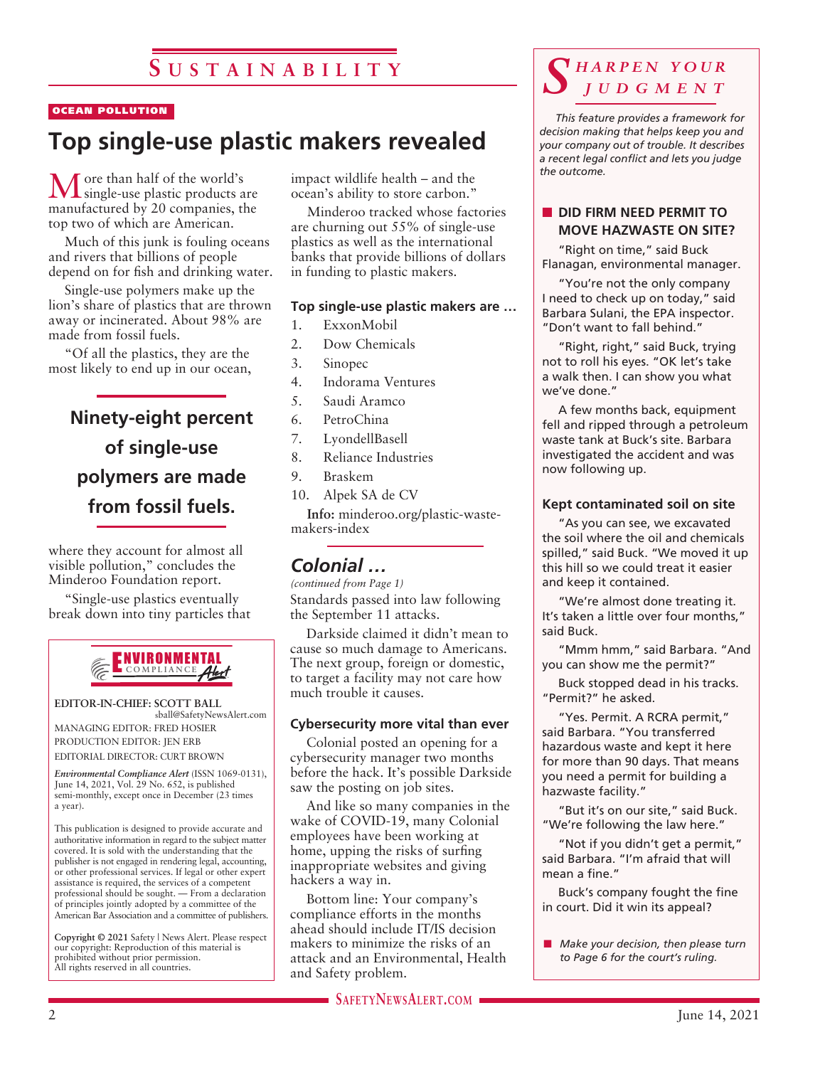# Sustainability

OCEAN POLLUTION

## Top single-use plastic makers revealed

More than half of the world's single-use plastic products are manufactured by 20 companies, the top two of which are American.

Much of this junk is fouling oceans and rivers that billions of people depend on for fish and drinking water.

Single-use polymers make up the lion's share of plastics that are thrown away or incinerated. About 98% are made from fossil fuels.

"Of all the plastics, they are the most likely to end up in our ocean, where they account for almost all visible pollution," concludes the Minderoo Foundation report.

**Ninety-eight percent of single-use polymers are made from fossil fuels.**

"Single-use plastics eventually break down into tiny particles that impact wildlife health – and the ocean's ability to store carbon."

Minderoo tracked whose factories are churning out 55% of single-use plastics as well as the international banks that provide billions of dollars in funding to plastic makers.

### Top single-use plastic makers are …

1. ExxonMobil
2. Dow Chemicals
3. Sinopec
4. Indorama Ventures
5. Saudi Aramco
6. PetroChina
7. LyondellBasell
8. Reliance Industries
9. Braskem
10. Alpek SA de CV

**Info:** minderoo.org/plastic-waste-makers-index

## *Colonial …*

*(continued from Page 1)*

Standards passed into law following the September 11 attacks.

Darkside claimed it didn't mean to cause so much damage to Americans. The next group, foreign or domestic, to target a facility may not care how much trouble it causes.

### Cybersecurity more vital than ever

Colonial posted an opening for a cybersecurity manager two months before the hack. It's possible Darkside saw the posting on job sites.

And like so many companies in the wake of COVID-19, many Colonial employees have been working at home, upping the risks of surfing inappropriate websites and giving hackers a way in.

Bottom line: Your company's compliance efforts in the months ahead should include IT/IS decision makers to minimize the risks of an attack and an Environmental, Health and Safety problem.

---

**Environmental Compliance Alert**

EDITOR-IN-CHIEF: SCOTT BALL
sball@SafetyNewsAlert.com
MANAGING EDITOR: FRED HOSIER
PRODUCTION EDITOR: JEN ERB
EDITORIAL DIRECTOR: CURT BROWN

*Environmental Compliance Alert* (ISSN 1069-0131), June 14, 2021, Vol. 29 No. 652, is published semi-monthly, except once in December (23 times a year).

This publication is designed to provide accurate and authoritative information in regard to the subject matter covered. It is sold with the understanding that the publisher is not engaged in rendering legal, accounting, or other professional services. If legal or other expert assistance is required, the services of a competent professional should be sought. — From a declaration of principles jointly adopted by a committee of the American Bar Association and a committee of publishers.

**Copyright © 2021** Safety | News Alert. Please respect our copyright: Reproduction of this material is prohibited without prior permission. All rights reserved in all countries.

---

## *Sharpen Your Judgment*

*This feature provides a framework for decision making that helps keep you and your company out of trouble. It describes a recent legal conflict and lets you judge the outcome.*

### DID FIRM NEED PERMIT TO MOVE HAZWASTE ON SITE?

"Right on time," said Buck Flanagan, environmental manager.

"You're not the only company I need to check up on today," said Barbara Sulani, the EPA inspector. "Don't want to fall behind."

"Right, right," said Buck, trying not to roll his eyes. "OK let's take a walk then. I can show you what we've done."

A few months back, equipment fell and ripped through a petroleum waste tank at Buck's site. Barbara investigated the accident and was now following up.

#### Kept contaminated soil on site

"As you can see, we excavated the soil where the oil and chemicals spilled," said Buck. "We moved it up this hill so we could treat it easier and keep it contained.

"We're almost done treating it. It's taken a little over four months," said Buck.

"Mmm hmm," said Barbara. "And you can show me the permit?"

Buck stopped dead in his tracks. "Permit?" he asked.

"Yes. Permit. A RCRA permit," said Barbara. "You transferred hazardous waste and kept it here for more than 90 days. That means you need a permit for building a hazwaste facility."

"But it's on our site," said Buck. "We're following the law here."

"Not if you didn't get a permit," said Barbara. "I'm afraid that will mean a fine."

Buck's company fought the fine in court. Did it win its appeal?

- *Make your decision, then please turn to Page 6 for the court's ruling.*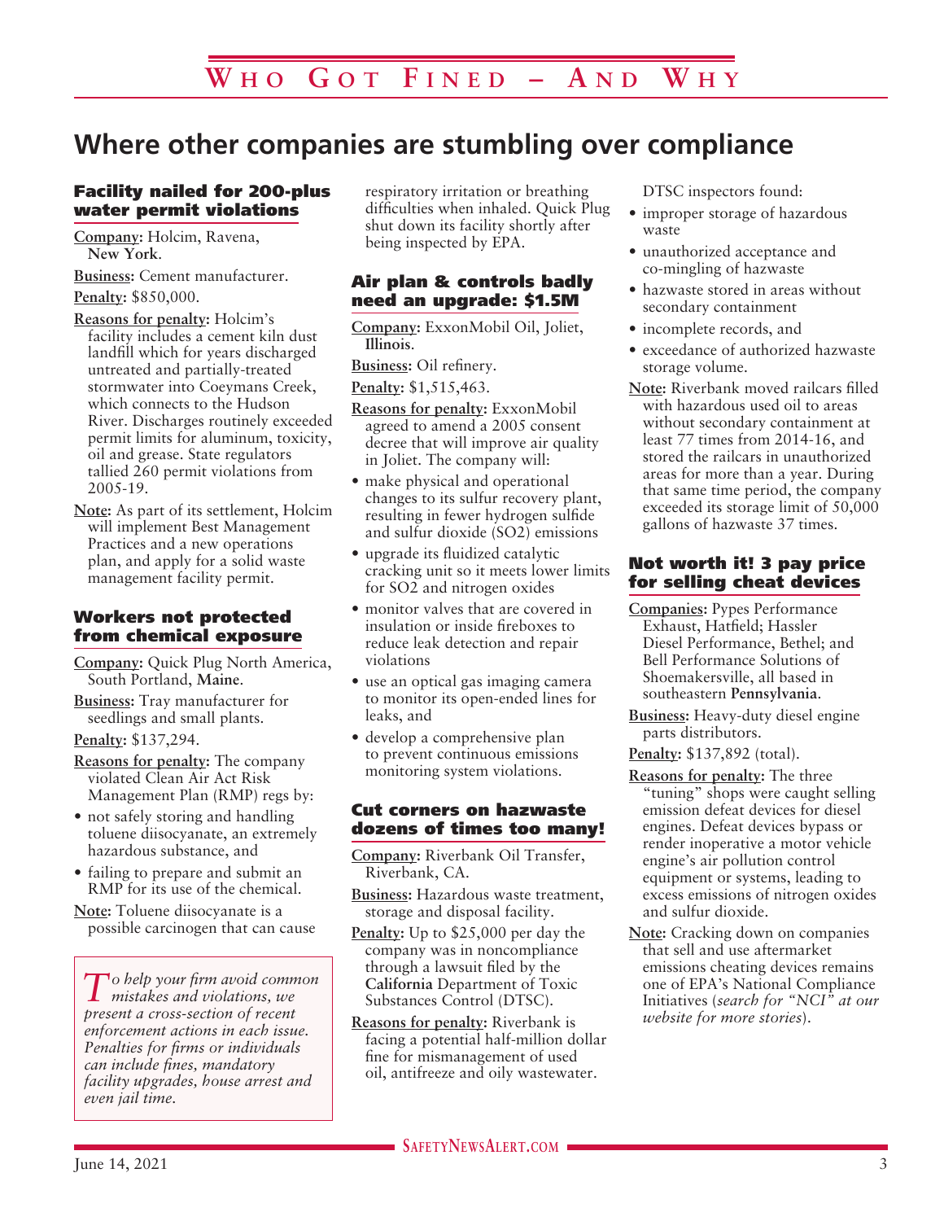# Who Got Fined – And Why

## Where other companies are stumbling over compliance

### Facility nailed for 200-plus water permit violations

**Company:** Holcim, Ravena, **New York**.

**Business:** Cement manufacturer.

**Penalty:** $850,000.

**Reasons for penalty:** Holcim's facility includes a cement kiln dust landfill which for years discharged untreated and partially-treated stormwater into Coeymans Creek, which connects to the Hudson River. Discharges routinely exceeded permit limits for aluminum, toxicity, oil and grease. State regulators tallied 260 permit violations from 2005-19.

**Note:** As part of its settlement, Holcim will implement Best Management Practices and a new operations plan, and apply for a solid waste management facility permit.

### Workers not protected from chemical exposure

**Company:** Quick Plug North America, South Portland, **Maine**.

**Business:** Tray manufacturer for seedlings and small plants.

**Penalty:** $137,294.

**Reasons for penalty:** The company violated Clean Air Act Risk Management Plan (RMP) regs by:

- not safely storing and handling toluene diisocyanate, an extremely hazardous substance, and
- failing to prepare and submit an RMP for its use of the chemical.

**Note:** Toluene diisocyanate is a possible carcinogen that can cause respiratory irritation or breathing difficulties when inhaled. Quick Plug shut down its facility shortly after being inspected by EPA.

*To help your firm avoid common mistakes and violations, we present a cross-section of recent enforcement actions in each issue. Penalties for firms or individuals can include fines, mandatory facility upgrades, house arrest and even jail time.*

### Air plan & controls badly need an upgrade: $1.5M

**Company:** ExxonMobil Oil, Joliet, **Illinois**.

**Business:** Oil refinery.

**Penalty:** $1,515,463.

**Reasons for penalty:** ExxonMobil agreed to amend a 2005 consent decree that will improve air quality in Joliet. The company will:

- make physical and operational changes to its sulfur recovery plant, resulting in fewer hydrogen sulfide and sulfur dioxide ($SO_2$) emissions
- upgrade its fluidized catalytic cracking unit so it meets lower limits for $SO_2$ and nitrogen oxides
- monitor valves that are covered in insulation or inside fireboxes to reduce leak detection and repair violations
- use an optical gas imaging camera to monitor its open-ended lines for leaks, and
- develop a comprehensive plan to prevent continuous emissions monitoring system violations.

### Cut corners on hazwaste dozens of times too many!

**Company:** Riverbank Oil Transfer, Riverbank, CA.

**Business:** Hazardous waste treatment, storage and disposal facility.

**Penalty:** Up to $25,000 per day the company was in noncompliance through a lawsuit filed by the **California** Department of Toxic Substances Control (DTSC).

**Reasons for penalty:** Riverbank is facing a potential half-million dollar fine for mismanagement of used oil, antifreeze and oily wastewater.

DTSC inspectors found:

- improper storage of hazardous waste
- unauthorized acceptance and co-mingling of hazwaste
- hazwaste stored in areas without secondary containment
- incomplete records, and
- exceedance of authorized hazwaste storage volume.

**Note:** Riverbank moved railcars filled with hazardous used oil to areas without secondary containment at least 77 times from 2014-16, and stored the railcars in unauthorized areas for more than a year. During that same time period, the company exceeded its storage limit of 50,000 gallons of hazwaste 37 times.

### Not worth it! 3 pay price for selling cheat devices

**Companies:** Pypes Performance Exhaust, Hatfield; Hassler Diesel Performance, Bethel; and Bell Performance Solutions of Shoemakersville, all based in southeastern **Pennsylvania**.

**Business:** Heavy-duty diesel engine parts distributors.

**Penalty:** $137,892 (total).

**Reasons for penalty:** The three "tuning" shops were caught selling emission defeat devices for diesel engines. Defeat devices bypass or render inoperative a motor vehicle engine's air pollution control equipment or systems, leading to excess emissions of nitrogen oxides and sulfur dioxide.

**Note:** Cracking down on companies that sell and use aftermarket emissions cheating devices remains one of EPA's National Compliance Initiatives (*search for "NCI" at our website for more stories*).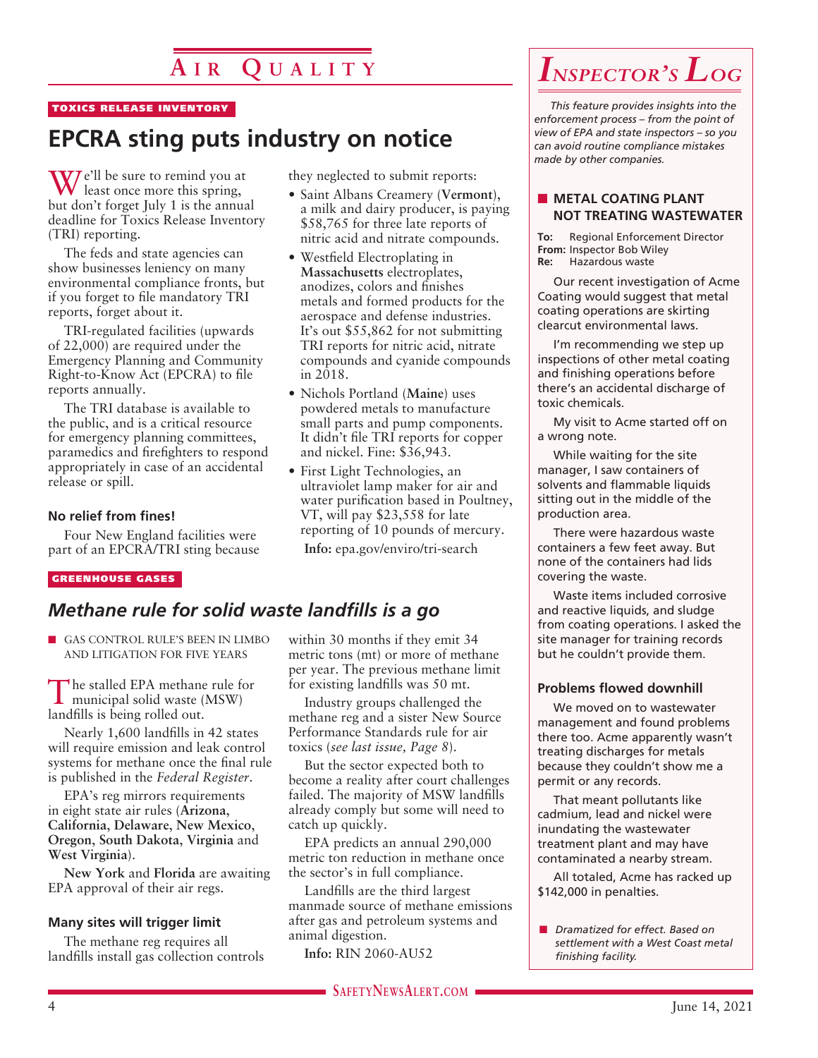# Air Quality

**TOXICS RELEASE INVENTORY**

## EPCRA sting puts industry on notice

We'll be sure to remind you at least once more this spring, but don't forget July 1 is the annual deadline for Toxics Release Inventory (TRI) reporting.

The feds and state agencies can show businesses leniency on many environmental compliance fronts, but if you forget to file mandatory TRI reports, forget about it.

TRI-regulated facilities (upwards of 22,000) are required under the Emergency Planning and Community Right-to-Know Act (EPCRA) to file reports annually.

The TRI database is available to the public, and is a critical resource for emergency planning committees, paramedics and firefighters to respond appropriately in case of an accidental release or spill.

### No relief from fines!

Four New England facilities were part of an EPCRA/TRI sting because they neglected to submit reports:

- Saint Albans Creamery (**Vermont**), a milk and dairy producer, is paying $58,765 for three late reports of nitric acid and nitrate compounds.
- Westfield Electroplating in **Massachusetts** electroplates, anodizes, colors and finishes metals and formed products for the aerospace and defense industries. It's out $55,862 for not submitting TRI reports for nitric acid, nitrate compounds and cyanide compounds in 2018.
- Nichols Portland (**Maine**) uses powdered metals to manufacture small parts and pump components. It didn't file TRI reports for copper and nickel. Fine: $36,943.
- First Light Technologies, an ultraviolet lamp maker for air and water purification based in Poultney, VT, will pay $23,558 for late reporting of 10 pounds of mercury.

**Info:** epa.gov/enviro/tri-search

**GREENHOUSE GASES**

## *Methane rule for solid waste landfills is a go*

- GAS CONTROL RULE'S BEEN IN LIMBO AND LITIGATION FOR FIVE YEARS

The stalled EPA methane rule for municipal solid waste (MSW) landfills is being rolled out.

Nearly 1,600 landfills in 42 states will require emission and leak control systems for methane once the final rule is published in the *Federal Register*.

EPA's reg mirrors requirements in eight state air rules (**Arizona, California, Delaware, New Mexico, Oregon, South Dakota, Virginia** and **West Virginia**).

**New York** and **Florida** are awaiting EPA approval of their air regs.

### Many sites will trigger limit

The methane reg requires all landfills install gas collection controls within 30 months if they emit 34 metric tons (mt) or more of methane per year. The previous methane limit for existing landfills was 50 mt.

Industry groups challenged the methane reg and a sister New Source Performance Standards rule for air toxics (*see last issue, Page 8*).

But the sector expected both to become a reality after court challenges failed. The majority of MSW landfills already comply but some will need to catch up quickly.

EPA predicts an annual 290,000 metric ton reduction in methane once the sector's in full compliance.

Landfills are the third largest manmade source of methane emissions after gas and petroleum systems and animal digestion.

**Info:** RIN 2060-AU52

---

# *Inspector's Log*

*This feature provides insights into the enforcement process – from the point of view of EPA and state inspectors – so you can avoid routine compliance mistakes made by other companies.*

### METAL COATING PLANT NOT TREATING WASTEWATER

**To:** Regional Enforcement Director
**From:** Inspector Bob Wiley
**Re:** Hazardous waste

Our recent investigation of Acme Coating would suggest that metal coating operations are skirting clearcut environmental laws.

I'm recommending we step up inspections of other metal coating and finishing operations before there's an accidental discharge of toxic chemicals.

My visit to Acme started off on a wrong note.

While waiting for the site manager, I saw containers of solvents and flammable liquids sitting out in the middle of the production area.

There were hazardous waste containers a few feet away. But none of the containers had lids covering the waste.

Waste items included corrosive and reactive liquids, and sludge from coating operations. I asked the site manager for training records but he couldn't provide them.

#### Problems flowed downhill

We moved on to wastewater management and found problems there too. Acme apparently wasn't treating discharges for metals because they couldn't show me a permit or any records.

That meant pollutants like cadmium, lead and nickel were inundating the wastewater treatment plant and may have contaminated a nearby stream.

All totaled, Acme has racked up $142,000 in penalties.

- *Dramatized for effect. Based on settlement with a West Coast metal finishing facility.*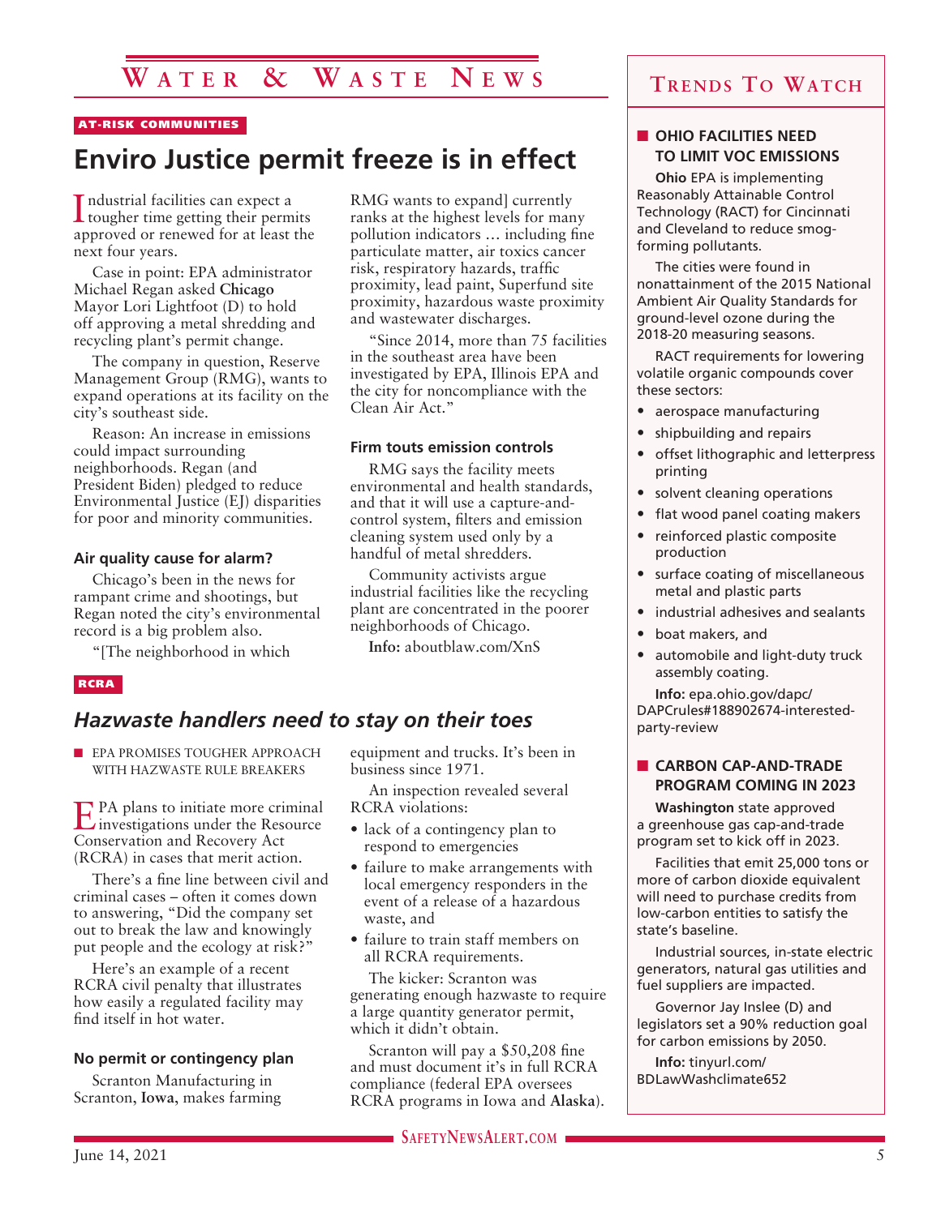# Water & Waste News

AT-RISK COMMUNITIES

## Enviro Justice permit freeze is in effect

Industrial facilities can expect a tougher time getting their permits approved or renewed for at least the next four years.

Case in point: EPA administrator Michael Regan asked **Chicago** Mayor Lori Lightfoot (D) to hold off approving a metal shredding and recycling plant's permit change.

The company in question, Reserve Management Group (RMG), wants to expand operations at its facility on the city's southeast side.

Reason: An increase in emissions could impact surrounding neighborhoods. Regan (and President Biden) pledged to reduce Environmental Justice (EJ) disparities for poor and minority communities.

### Air quality cause for alarm?

Chicago's been in the news for rampant crime and shootings, but Regan noted the city's environmental record is a big problem also.

"[The neighborhood in which RMG wants to expand] currently ranks at the highest levels for many pollution indicators … including fine particulate matter, air toxics cancer risk, respiratory hazards, traffic proximity, lead paint, Superfund site proximity, hazardous waste proximity and wastewater discharges.

"Since 2014, more than 75 facilities in the southeast area have been investigated by EPA, Illinois EPA and the city for noncompliance with the Clean Air Act."

### Firm touts emission controls

RMG says the facility meets environmental and health standards, and that it will use a capture-and-control system, filters and emission cleaning system used only by a handful of metal shredders.

Community activists argue industrial facilities like the recycling plant are concentrated in the poorer neighborhoods of Chicago.

**Info:** aboutblaw.com/XnS

RCRA

## *Hazwaste handlers need to stay on their toes*

■ EPA PROMISES TOUGHER APPROACH WITH HAZWASTE RULE BREAKERS

EPA plans to initiate more criminal investigations under the Resource Conservation and Recovery Act (RCRA) in cases that merit action.

There's a fine line between civil and criminal cases – often it comes down to answering, "Did the company set out to break the law and knowingly put people and the ecology at risk?"

Here's an example of a recent RCRA civil penalty that illustrates how easily a regulated facility may find itself in hot water.

### No permit or contingency plan

Scranton Manufacturing in Scranton, **Iowa**, makes farming equipment and trucks. It's been in business since 1971.

An inspection revealed several RCRA violations:

- lack of a contingency plan to respond to emergencies
- failure to make arrangements with local emergency responders in the event of a release of a hazardous waste, and
- failure to train staff members on all RCRA requirements.

The kicker: Scranton was generating enough hazwaste to require a large quantity generator permit, which it didn't obtain.

Scranton will pay a $50,208 fine and must document it's in full RCRA compliance (federal EPA oversees RCRA programs in Iowa and **Alaska**).

## Trends To Watch

### ■ OHIO FACILITIES NEED TO LIMIT VOC EMISSIONS

**Ohio** EPA is implementing Reasonably Attainable Control Technology (RACT) for Cincinnati and Cleveland to reduce smog-forming pollutants.

The cities were found in nonattainment of the 2015 National Ambient Air Quality Standards for ground-level ozone during the 2018-20 measuring seasons.

RACT requirements for lowering volatile organic compounds cover these sectors:

- aerospace manufacturing
- shipbuilding and repairs
- offset lithographic and letterpress printing
- solvent cleaning operations
- flat wood panel coating makers
- reinforced plastic composite production
- surface coating of miscellaneous metal and plastic parts
- industrial adhesives and sealants
- boat makers, and
- automobile and light-duty truck assembly coating.

**Info:** epa.ohio.gov/dapc/DAPCrules#188902674-interested-party-review

### ■ CARBON CAP-AND-TRADE PROGRAM COMING IN 2023

**Washington** state approved a greenhouse gas cap-and-trade program set to kick off in 2023.

Facilities that emit 25,000 tons or more of carbon dioxide equivalent will need to purchase credits from low-carbon entities to satisfy the state's baseline.

Industrial sources, in-state electric generators, natural gas utilities and fuel suppliers are impacted.

Governor Jay Inslee (D) and legislators set a 90% reduction goal for carbon emissions by 2050.

**Info:** tinyurl.com/BDLawWashclimate652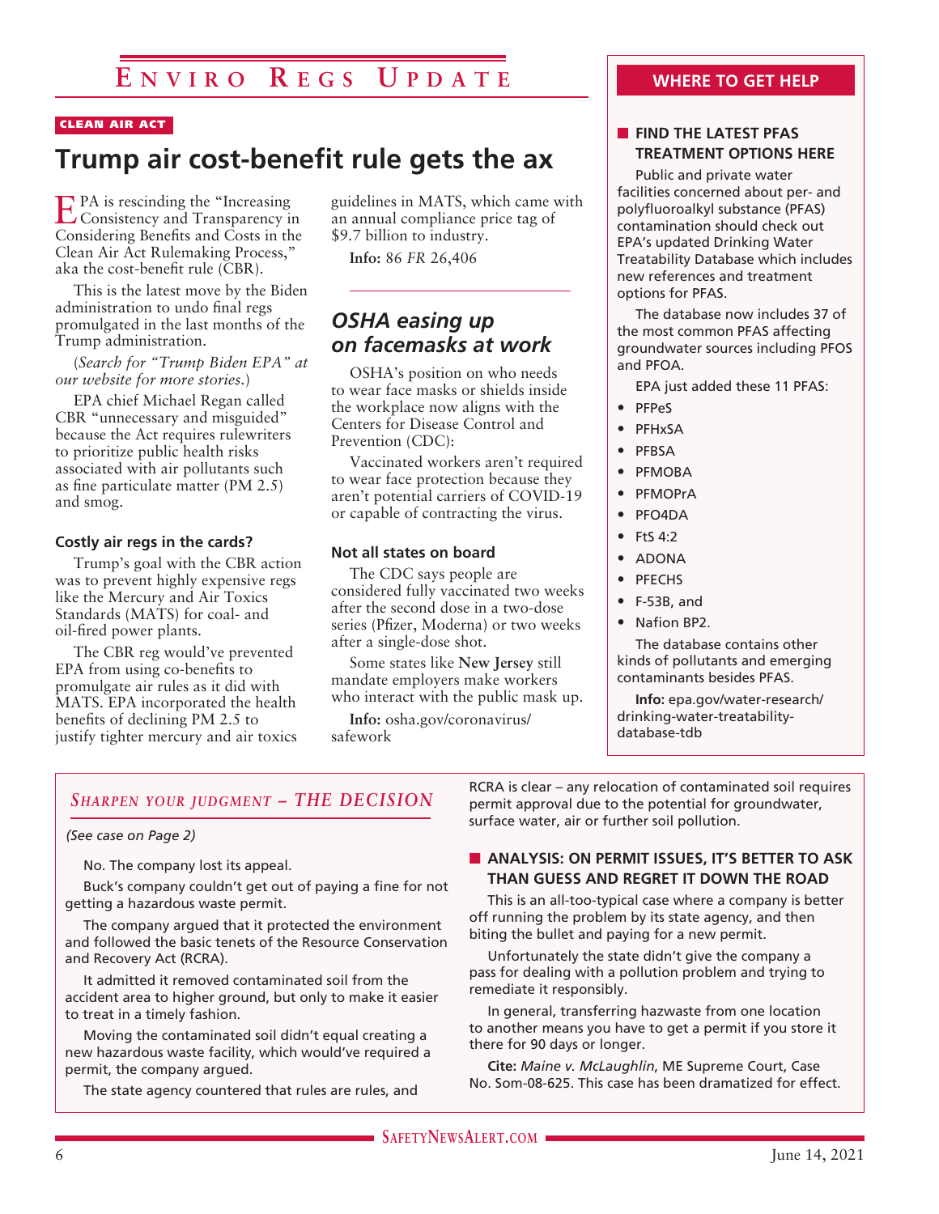# Enviro Regs Update

CLEAN AIR ACT

## Trump air cost-benefit rule gets the ax

EPA is rescinding the "Increasing Consistency and Transparency in Considering Benefits and Costs in the Clean Air Act Rulemaking Process," aka the cost-benefit rule (CBR).

This is the latest move by the Biden administration to undo final regs promulgated in the last months of the Trump administration.

*(Search for "Trump Biden EPA" at our website for more stories.)*

EPA chief Michael Regan called CBR "unnecessary and misguided" because the Act requires rulewriters to prioritize public health risks associated with air pollutants such as fine particulate matter (PM 2.5) and smog.

### Costly air regs in the cards?

Trump's goal with the CBR action was to prevent highly expensive regs like the Mercury and Air Toxics Standards (MATS) for coal- and oil-fired power plants.

The CBR reg would've prevented EPA from using co-benefits to promulgate air rules as it did with MATS. EPA incorporated the health benefits of declining PM 2.5 to justify tighter mercury and air toxics guidelines in MATS, which came with an annual compliance price tag of $9.7 billion to industry.

**Info:** 86 *FR* 26,406

## *OSHA easing up on facemasks at work*

OSHA's position on who needs to wear face masks or shields inside the workplace now aligns with the Centers for Disease Control and Prevention (CDC):

Vaccinated workers aren't required to wear face protection because they aren't potential carriers of COVID-19 or capable of contracting the virus.

### Not all states on board

The CDC says people are considered fully vaccinated two weeks after the second dose in a two-dose series (Pfizer, Moderna) or two weeks after a single-dose shot.

Some states like **New Jersey** still mandate employers make workers who interact with the public mask up.

**Info:** osha.gov/coronavirus/safework

## WHERE TO GET HELP

### FIND THE LATEST PFAS TREATMENT OPTIONS HERE

Public and private water facilities concerned about per- and polyfluoroalkyl substance (PFAS) contamination should check out EPA's updated Drinking Water Treatability Database which includes new references and treatment options for PFAS.

The database now includes 37 of the most common PFAS affecting groundwater sources including PFOS and PFOA.

EPA just added these 11 PFAS:

- PFPeS
- PFHxSA
- PFBSA
- PFMOBA
- PFMOPrA
- PFO4DA
- FtS 4:2
- ADONA
- PFECHS
- F-53B, and
- Nafion BP2.

The database contains other kinds of pollutants and emerging contaminants besides PFAS.

**Info:** epa.gov/water-research/drinking-water-treatability-database-tdb

## *Sharpen your judgment – THE DECISION*

*(See case on Page 2)*

No. The company lost its appeal.

Buck's company couldn't get out of paying a fine for not getting a hazardous waste permit.

The company argued that it protected the environment and followed the basic tenets of the Resource Conservation and Recovery Act (RCRA).

It admitted it removed contaminated soil from the accident area to higher ground, but only to make it easier to treat in a timely fashion.

Moving the contaminated soil didn't equal creating a new hazardous waste facility, which would've required a permit, the company argued.

The state agency countered that rules are rules, and RCRA is clear – any relocation of contaminated soil requires permit approval due to the potential for groundwater, surface water, air or further soil pollution.

### ANALYSIS: ON PERMIT ISSUES, IT'S BETTER TO ASK THAN GUESS AND REGRET IT DOWN THE ROAD

This is an all-too-typical case where a company is better off running the problem by its state agency, and then biting the bullet and paying for a new permit.

Unfortunately the state didn't give the company a pass for dealing with a pollution problem and trying to remediate it responsibly.

In general, transferring hazwaste from one location to another means you have to get a permit if you store it there for 90 days or longer.

**Cite:** *Maine v. McLaughlin*, ME Supreme Court, Case No. Som-08-625. This case has been dramatized for effect.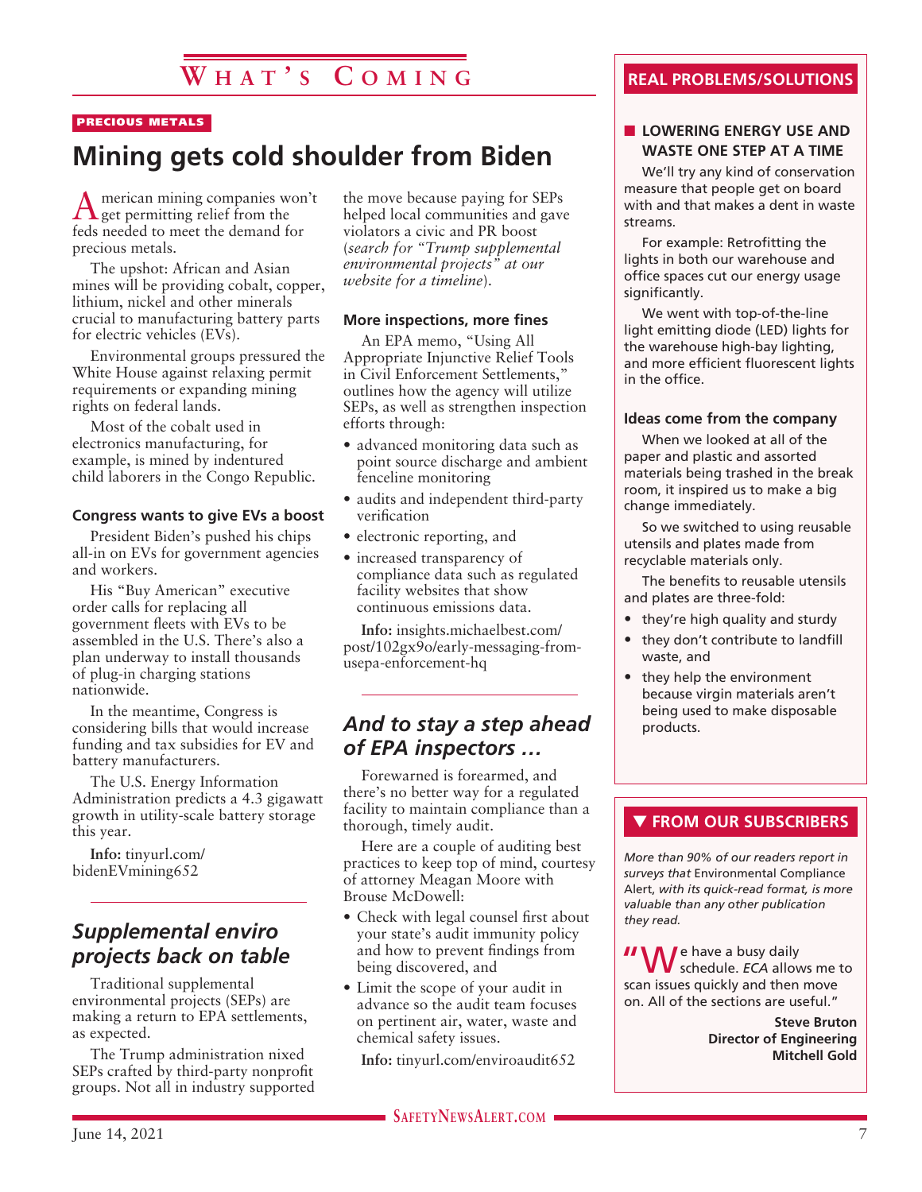# What's Coming

PRECIOUS METALS

## Mining gets cold shoulder from Biden

American mining companies won't get permitting relief from the feds needed to meet the demand for precious metals.

The upshot: African and Asian mines will be providing cobalt, copper, lithium, nickel and other minerals crucial to manufacturing battery parts for electric vehicles (EVs).

Environmental groups pressured the White House against relaxing permit requirements or expanding mining rights on federal lands.

Most of the cobalt used in electronics manufacturing, for example, is mined by indentured child laborers in the Congo Republic.

### Congress wants to give EVs a boost

President Biden's pushed his chips all-in on EVs for government agencies and workers.

His "Buy American" executive order calls for replacing all government fleets with EVs to be assembled in the U.S. There's also a plan underway to install thousands of plug-in charging stations nationwide.

In the meantime, Congress is considering bills that would increase funding and tax subsidies for EV and battery manufacturers.

The U.S. Energy Information Administration predicts a 4.3 gigawatt growth in utility-scale battery storage this year.

**Info:** tinyurl.com/bidenEVmining652

## Supplemental enviro projects back on table

Traditional supplemental environmental projects (SEPs) are making a return to EPA settlements, as expected.

The Trump administration nixed SEPs crafted by third-party nonprofit groups. Not all in industry supported the move because paying for SEPs helped local communities and gave violators a civic and PR boost (*search for "Trump supplemental environmental projects" at our website for a timeline*).

### More inspections, more fines

An EPA memo, "Using All Appropriate Injunctive Relief Tools in Civil Enforcement Settlements," outlines how the agency will utilize SEPs, as well as strengthen inspection efforts through:

- advanced monitoring data such as point source discharge and ambient fenceline monitoring
- audits and independent third-party verification
- electronic reporting, and
- increased transparency of compliance data such as regulated facility websites that show continuous emissions data.

**Info:** insights.michaelbest.com/post/102gx9o/early-messaging-from-usepa-enforcement-hq

## *And to stay a step ahead of EPA inspectors …*

Forewarned is forearmed, and there's no better way for a regulated facility to maintain compliance than a thorough, timely audit.

Here are a couple of auditing best practices to keep top of mind, courtesy of attorney Meagan Moore with Brouse McDowell:

- Check with legal counsel first about your state's audit immunity policy and how to prevent findings from being discovered, and
- Limit the scope of your audit in advance so the audit team focuses on pertinent air, water, waste and chemical safety issues.

**Info:** tinyurl.com/enviroaudit652

## REAL PROBLEMS/SOLUTIONS

### LOWERING ENERGY USE AND WASTE ONE STEP AT A TIME

We'll try any kind of conservation measure that people get on board with and that makes a dent in waste streams.

For example: Retrofitting the lights in both our warehouse and office spaces cut our energy usage significantly.

We went with top-of-the-line light emitting diode (LED) lights for the warehouse high-bay lighting, and more efficient fluorescent lights in the office.

### Ideas come from the company

When we looked at all of the paper and plastic and assorted materials being trashed in the break room, it inspired us to make a big change immediately.

So we switched to using reusable utensils and plates made from recyclable materials only.

The benefits to reusable utensils and plates are three-fold:

- they're high quality and sturdy
- they don't contribute to landfill waste, and
- they help the environment because virgin materials aren't being used to make disposable products.

## ▼ FROM OUR SUBSCRIBERS

*More than 90% of our readers report in surveys that* Environmental Compliance Alert, *with its quick-read format, is more valuable than any other publication they read.*

"We have a busy daily schedule. *ECA* allows me to scan issues quickly and then move on. All of the sections are useful."

**Steve Bruton**
**Director of Engineering**
**Mitchell Gold**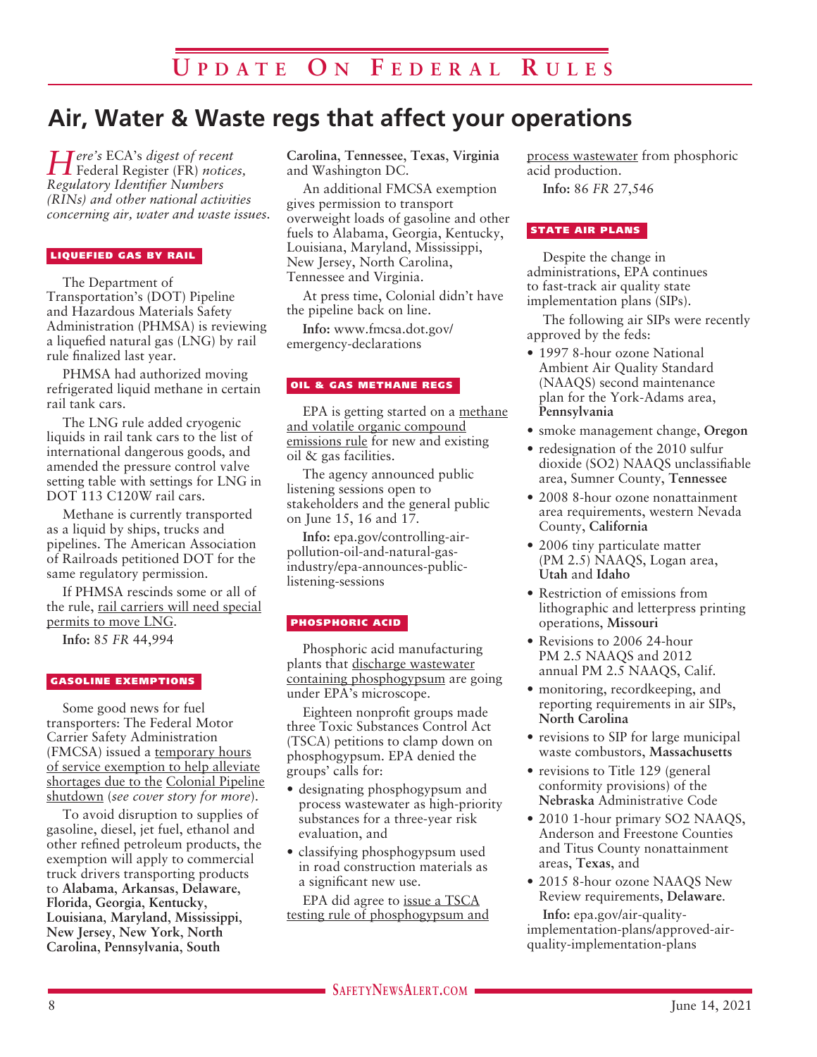## Update On Federal Rules

# Air, Water & Waste regs that affect your operations

*Here's* ECA's *digest of recent* Federal Register (FR) *notices, Regulatory Identifier Numbers (RINs) and other national activities concerning air, water and waste issues.*

### LIQUEFIED GAS BY RAIL

The Department of Transportation's (DOT) Pipeline and Hazardous Materials Safety Administration (PHMSA) is reviewing a liquefied natural gas (LNG) by rail rule finalized last year.

PHMSA had authorized moving refrigerated liquid methane in certain rail tank cars.

The LNG rule added cryogenic liquids in rail tank cars to the list of international dangerous goods, and amended the pressure control valve setting table with settings for LNG in DOT 113 C120W rail cars.

Methane is currently transported as a liquid by ships, trucks and pipelines. The American Association of Railroads petitioned DOT for the same regulatory permission.

If PHMSA rescinds some or all of the rule, rail carriers will need special permits to move LNG.

**Info:** 85 *FR* 44,994

### GASOLINE EXEMPTIONS

Some good news for fuel transporters: The Federal Motor Carrier Safety Administration (FMCSA) issued a temporary hours of service exemption to help alleviate shortages due to the Colonial Pipeline shutdown (*see cover story for more*).

To avoid disruption to supplies of gasoline, diesel, jet fuel, ethanol and other refined petroleum products, the exemption will apply to commercial truck drivers transporting products to **Alabama**, **Arkansas**, **Delaware**, **Florida**, **Georgia**, **Kentucky**, **Louisiana**, **Maryland**, **Mississippi**, **New Jersey**, **New York**, **North Carolina**, **Pennsylvania**, **South Carolina**, **Tennessee**, **Texas**, **Virginia** and Washington DC.

An additional FMCSA exemption gives permission to transport overweight loads of gasoline and other fuels to Alabama, Georgia, Kentucky, Louisiana, Maryland, Mississippi, New Jersey, North Carolina, Tennessee and Virginia.

At press time, Colonial didn't have the pipeline back on line.

**Info:** www.fmcsa.dot.gov/emergency-declarations

### OIL & GAS METHANE REGS

EPA is getting started on a methane and volatile organic compound emissions rule for new and existing oil & gas facilities.

The agency announced public listening sessions open to stakeholders and the general public on June 15, 16 and 17.

**Info:** epa.gov/controlling-air-pollution-oil-and-natural-gas-industry/epa-announces-public-listening-sessions

### PHOSPHORIC ACID

Phosphoric acid manufacturing plants that discharge wastewater containing phosphogypsum are going under EPA's microscope.

Eighteen nonprofit groups made three Toxic Substances Control Act (TSCA) petitions to clamp down on phosphogypsum. EPA denied the groups' calls for:

- designating phosphogypsum and process wastewater as high-priority substances for a three-year risk evaluation, and
- classifying phosphogypsum used in road construction materials as a significant new use.

EPA did agree to issue a TSCA testing rule of phosphogypsum and process wastewater from phosphoric acid production.

**Info:** 86 *FR* 27,546

### STATE AIR PLANS

Despite the change in administrations, EPA continues to fast-track air quality state implementation plans (SIPs).

The following air SIPs were recently approved by the feds:

- 1997 8-hour ozone National Ambient Air Quality Standard (NAAQS) second maintenance plan for the York-Adams area, **Pennsylvania**
- smoke management change, **Oregon**
- redesignation of the 2010 sulfur dioxide (SO2) NAAQS unclassifiable area, Sumner County, **Tennessee**
- 2008 8-hour ozone nonattainment area requirements, western Nevada County, **California**
- 2006 tiny particulate matter (PM 2.5) NAAQS, Logan area, **Utah** and **Idaho**
- Restriction of emissions from lithographic and letterpress printing operations, **Missouri**
- Revisions to 2006 24-hour PM 2.5 NAAQS and 2012 annual PM 2.5 NAAQS, Calif.
- monitoring, recordkeeping, and reporting requirements in air SIPs, **North Carolina**
- revisions to SIP for large municipal waste combustors, **Massachusetts**
- revisions to Title 129 (general conformity provisions) of the **Nebraska** Administrative Code
- 2010 1-hour primary SO2 NAAQS, Anderson and Freestone Counties and Titus County nonattainment areas, **Texas**, and
- 2015 8-hour ozone NAAQS New Review requirements, **Delaware**.

**Info:** epa.gov/air-quality-implementation-plans/approved-air-quality-implementation-plans